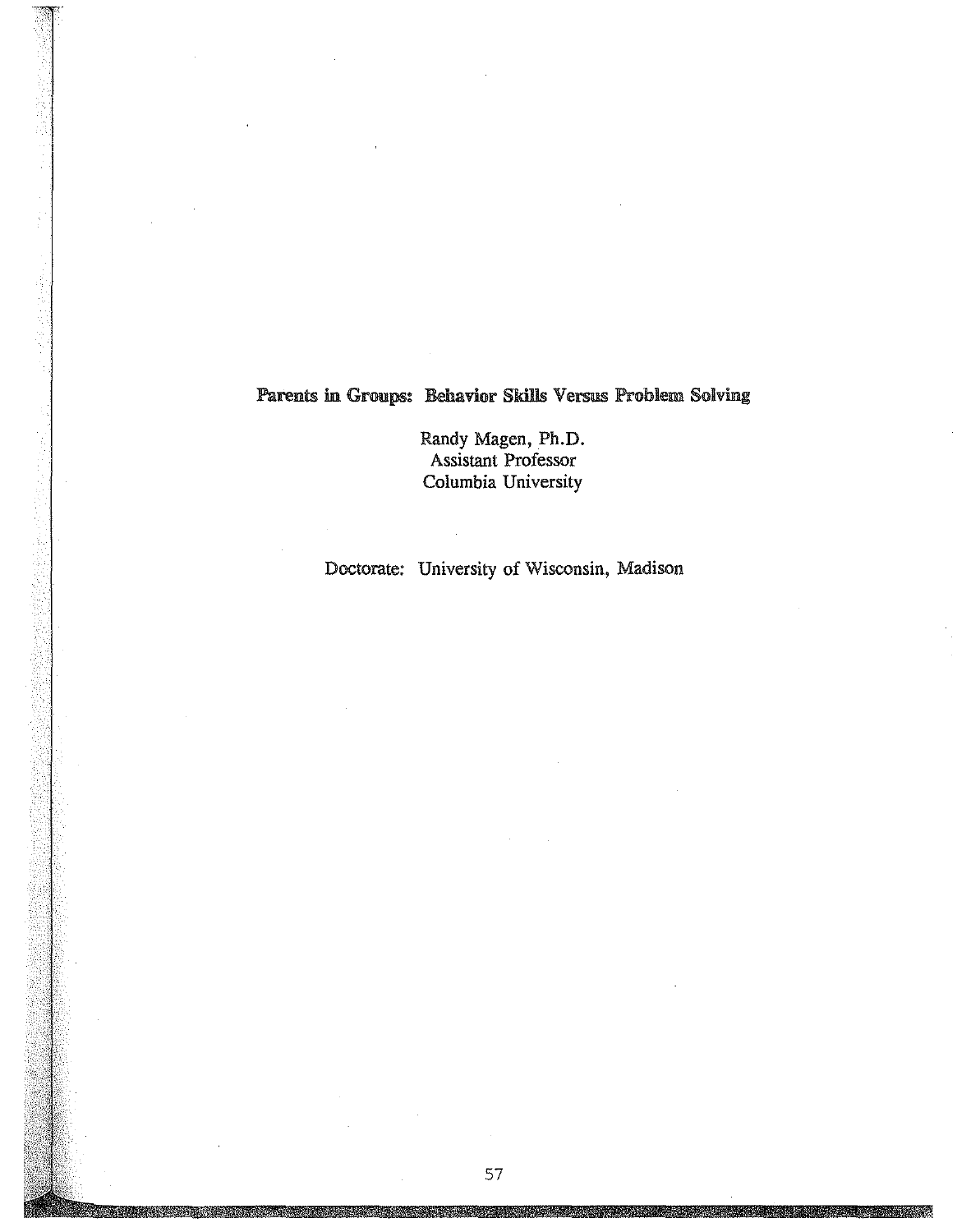# Parents in Groups: Behavior Skills Versus Problem Solving

Randy Magen, Ph.D.
Assistant Professor
Columbia University

Doctorate: University of Wisconsin, Madison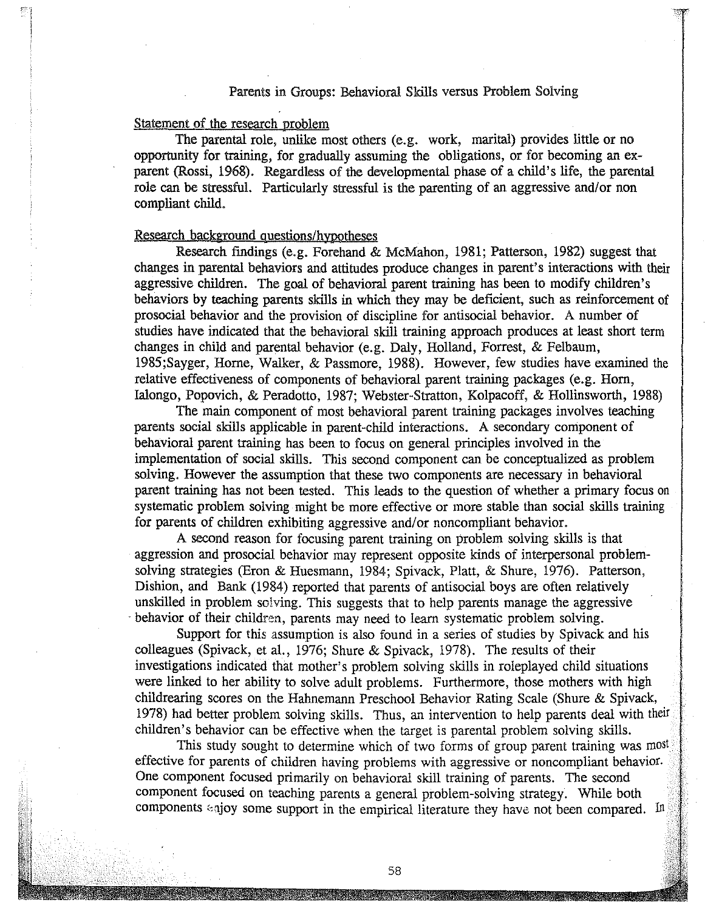## Parents in Groups: Behavioral Skills versus Problem Solving

### Statement of the research problem

The parental role, unlike most others (e.g. work, marital) provides little or no opportunity for training, for gradually assuming the obligations, or for becoming an ex-parent (Rossi, 1968). Regardless of the developmental phase of a child's life, the parental role can be stressful. Particularly stressful is the parenting of an aggressive and/or non compliant child.

### Research background questions/hypotheses

Research findings (e.g. Forehand & McMahon, 1981; Patterson, 1982) suggest that changes in parental behaviors and attitudes produce changes in parent's interactions with their aggressive children. The goal of behavioral parent training has been to modify children's behaviors by teaching parents skills in which they may be deficient, such as reinforcement of prosocial behavior and the provision of discipline for antisocial behavior. A number of studies have indicated that the behavioral skill training approach produces at least short term changes in child and parental behavior (e.g. Daly, Holland, Forrest, & Felbaum, 1985;Sayger, Horne, Walker, & Passmore, 1988). However, few studies have examined the relative effectiveness of components of behavioral parent training packages (e.g. Horn, Ialongo, Popovich, & Peradotto, 1987; Webster-Stratton, Kolpacoff, & Hollinsworth, 1988)

The main component of most behavioral parent training packages involves teaching parents social skills applicable in parent-child interactions. A secondary component of behavioral parent training has been to focus on general principles involved in the implementation of social skills. This second component can be conceptualized as problem solving. However the assumption that these two components are necessary in behavioral parent training has not been tested. This leads to the question of whether a primary focus on systematic problem solving might be more effective or more stable than social skills training for parents of children exhibiting aggressive and/or noncompliant behavior.

A second reason for focusing parent training on problem solving skills is that aggression and prosocial behavior may represent opposite kinds of interpersonal problem-solving strategies (Eron & Huesmann, 1984; Spivack, Platt, & Shure, 1976). Patterson, Dishion, and Bank (1984) reported that parents of antisocial boys are often relatively unskilled in problem solving. This suggests that to help parents manage the aggressive behavior of their children, parents may need to learn systematic problem solving.

Support for this assumption is also found in a series of studies by Spivack and his colleagues (Spivack, et al., 1976; Shure & Spivack, 1978). The results of their investigations indicated that mother's problem solving skills in roleplayed child situations were linked to her ability to solve adult problems. Furthermore, those mothers with high childrearing scores on the Hahnemann Preschool Behavior Rating Scale (Shure & Spivack, 1978) had better problem solving skills. Thus, an intervention to help parents deal with their children's behavior can be effective when the target is parental problem solving skills.

This study sought to determine which of two forms of group parent training was most effective for parents of children having problems with aggressive or noncompliant behavior. One component focused primarily on behavioral skill training of parents. The second component focused on teaching parents a general problem-solving strategy. While both components enjoy some support in the empirical literature they have not been compared. In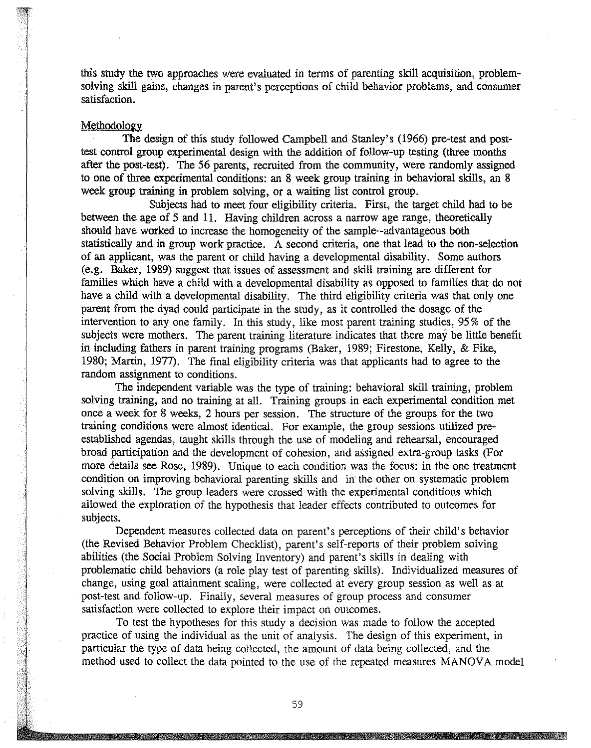this study the two approaches were evaluated in terms of parenting skill acquisition, problem-solving skill gains, changes in parent's perceptions of child behavior problems, and consumer satisfaction.

Methodology

The design of this study followed Campbell and Stanley's (1966) pre-test and post-test control group experimental design with the addition of follow-up testing (three months after the post-test). The 56 parents, recruited from the community, were randomly assigned to one of three experimental conditions: an 8 week group training in behavioral skills, an 8 week group training in problem solving, or a waiting list control group.

Subjects had to meet four eligibility criteria. First, the target child had to be between the age of 5 and 11. Having children across a narrow age range, theoretically should have worked to increase the homogeneity of the sample--advantageous both statistically and in group work practice. A second criteria, one that lead to the non-selection of an applicant, was the parent or child having a developmental disability. Some authors (e.g. Baker, 1989) suggest that issues of assessment and skill training are different for families which have a child with a developmental disability as opposed to families that do not have a child with a developmental disability. The third eligibility criteria was that only one parent from the dyad could participate in the study, as it controlled the dosage of the intervention to any one family. In this study, like most parent training studies, 95% of the subjects were mothers. The parent training literature indicates that there may be little benefit in including fathers in parent training programs (Baker, 1989; Firestone, Kelly, & Fike, 1980; Martin, 1977). The final eligibility criteria was that applicants had to agree to the random assignment to conditions.

The independent variable was the type of training: behavioral skill training, problem solving training, and no training at all. Training groups in each experimental condition met once a week for 8 weeks, 2 hours per session. The structure of the groups for the two training conditions were almost identical. For example, the group sessions utilized pre-established agendas, taught skills through the use of modeling and rehearsal, encouraged broad participation and the development of cohesion, and assigned extra-group tasks (For more details see Rose, 1989). Unique to each condition was the focus: in the one treatment condition on improving behavioral parenting skills and in the other on systematic problem solving skills. The group leaders were crossed with the experimental conditions which allowed the exploration of the hypothesis that leader effects contributed to outcomes for subjects.

Dependent measures collected data on parent's perceptions of their child's behavior (the Revised Behavior Problem Checklist), parent's self-reports of their problem solving abilities (the Social Problem Solving Inventory) and parent's skills in dealing with problematic child behaviors (a role play test of parenting skills). Individualized measures of change, using goal attainment scaling, were collected at every group session as well as at post-test and follow-up. Finally, several measures of group process and consumer satisfaction were collected to explore their impact on outcomes.

To test the hypotheses for this study a decision was made to follow the accepted practice of using the individual as the unit of analysis. The design of this experiment, in particular the type of data being collected, the amount of data being collected, and the method used to collect the data pointed to the use of the repeated measures MANOVA model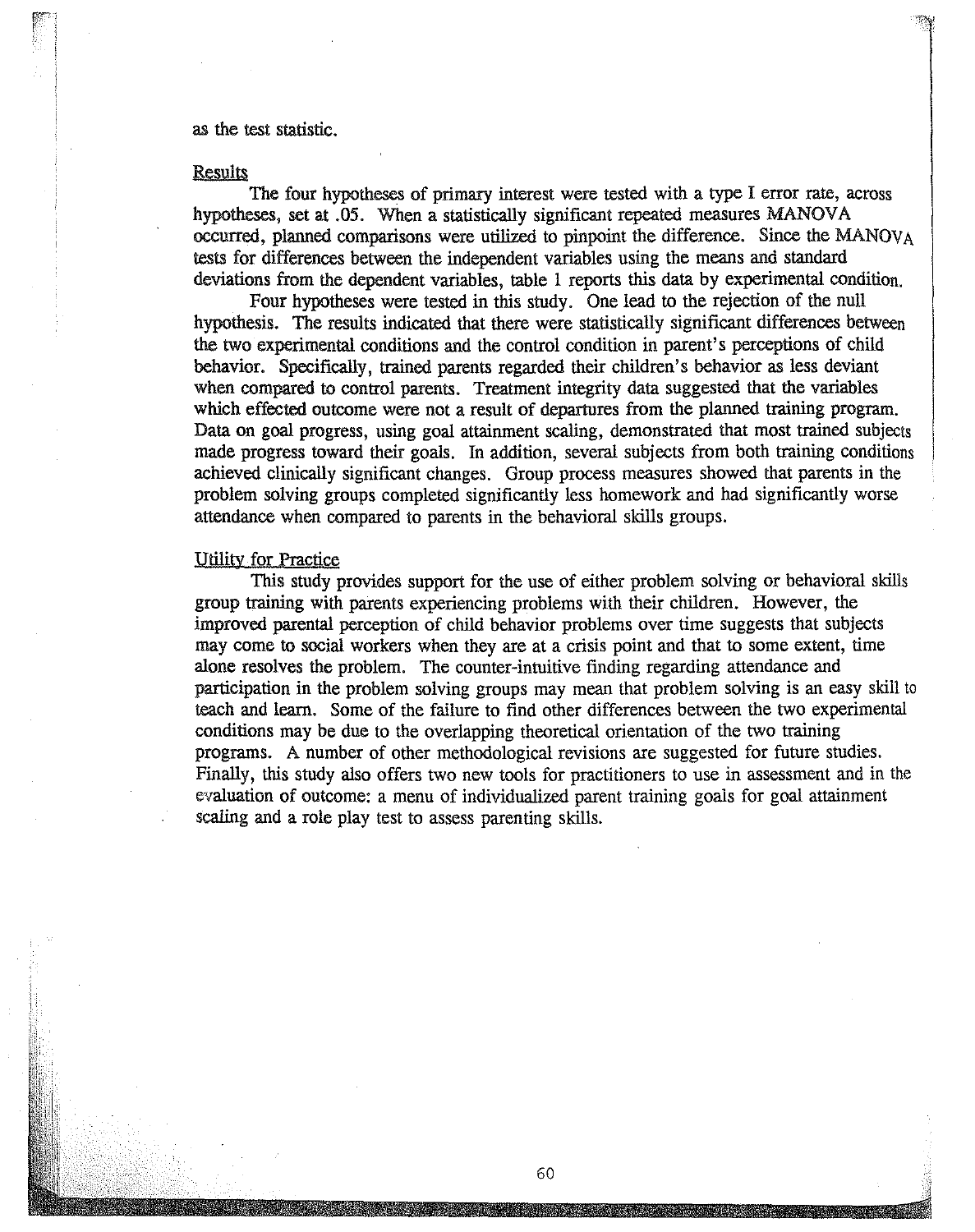as the test statistic.

## Results

The four hypotheses of primary interest were tested with a type I error rate, across hypotheses, set at .05. When a statistically significant repeated measures MANOVA occurred, planned comparisons were utilized to pinpoint the difference. Since the MANOVA tests for differences between the independent variables using the means and standard deviations from the dependent variables, table 1 reports this data by experimental condition.

Four hypotheses were tested in this study. One lead to the rejection of the null hypothesis. The results indicated that there were statistically significant differences between the two experimental conditions and the control condition in parent's perceptions of child behavior. Specifically, trained parents regarded their children's behavior as less deviant when compared to control parents. Treatment integrity data suggested that the variables which effected outcome were not a result of departures from the planned training program. Data on goal progress, using goal attainment scaling, demonstrated that most trained subjects made progress toward their goals. In addition, several subjects from both training conditions achieved clinically significant changes. Group process measures showed that parents in the problem solving groups completed significantly less homework and had significantly worse attendance when compared to parents in the behavioral skills groups.

## Utility for Practice

This study provides support for the use of either problem solving or behavioral skills group training with parents experiencing problems with their children. However, the improved parental perception of child behavior problems over time suggests that subjects may come to social workers when they are at a crisis point and that to some extent, time alone resolves the problem. The counter-intuitive finding regarding attendance and participation in the problem solving groups may mean that problem solving is an easy skill to teach and learn. Some of the failure to find other differences between the two experimental conditions may be due to the overlapping theoretical orientation of the two training programs. A number of other methodological revisions are suggested for future studies. Finally, this study also offers two new tools for practitioners to use in assessment and in the evaluation of outcome: a menu of individualized parent training goals for goal attainment scaling and a role play test to assess parenting skills.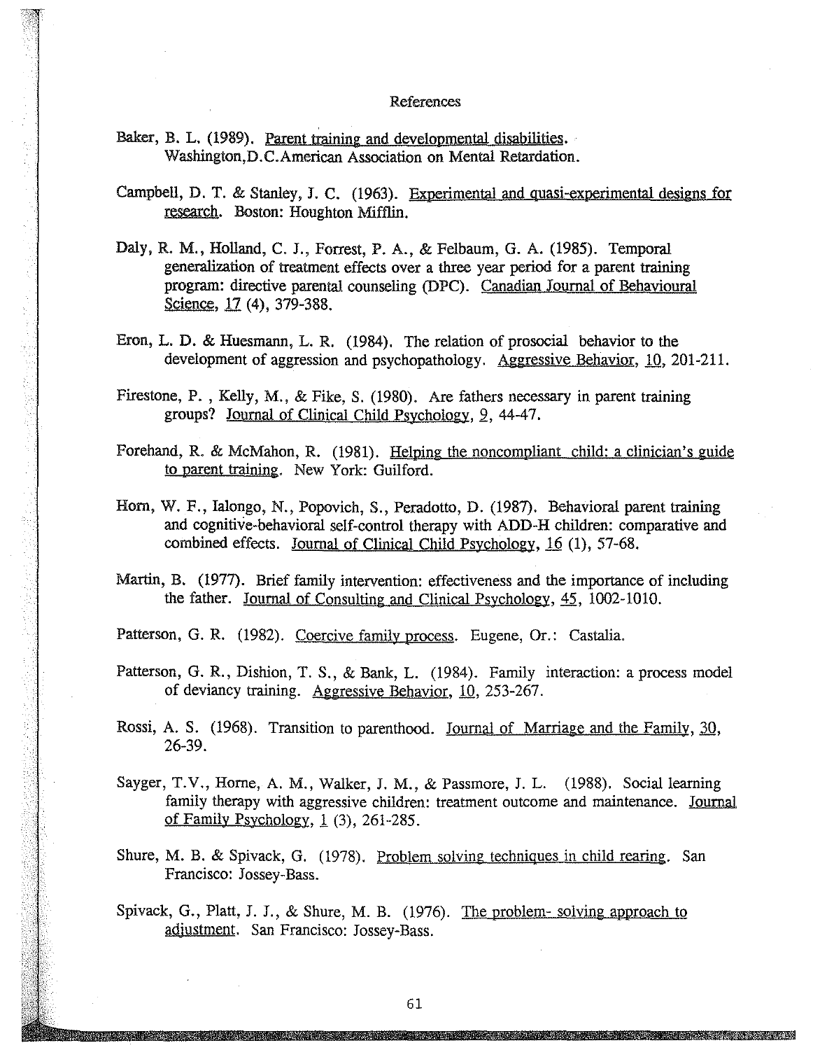# References

Baker, B. L. (1989). Parent training and developmental disabilities. Washington,D.C.American Association on Mental Retardation.

Campbell, D. T. & Stanley, J. C. (1963). Experimental and quasi-experimental designs for research. Boston: Houghton Mifflin.

Daly, R. M., Holland, C. J., Forrest, P. A., & Felbaum, G. A. (1985). Temporal generalization of treatment effects over a three year period for a parent training program: directive parental counseling (DPC). Canadian Journal of Behavioural Science, 17 (4), 379-388.

Eron, L. D. & Huesmann, L. R. (1984). The relation of prosocial behavior to the development of aggression and psychopathology. Aggressive Behavior, 10, 201-211.

Firestone, P. , Kelly, M., & Fike, S. (1980). Are fathers necessary in parent training groups? Journal of Clinical Child Psychology, 9, 44-47.

Forehand, R. & McMahon, R. (1981). Helping the noncompliant child: a clinician's guide to parent training. New York: Guilford.

Horn, W. F., Ialongo, N., Popovich, S., Peradotto, D. (1987). Behavioral parent training and cognitive-behavioral self-control therapy with ADD-H children: comparative and combined effects. Journal of Clinical Child Psychology, 16 (1), 57-68.

Martin, B. (1977). Brief family intervention: effectiveness and the importance of including the father. Journal of Consulting and Clinical Psychology, 45, 1002-1010.

Patterson, G. R. (1982). Coercive family process. Eugene, Or.: Castalia.

Patterson, G. R., Dishion, T. S., & Bank, L. (1984). Family interaction: a process model of deviancy training. Aggressive Behavior, 10, 253-267.

Rossi, A. S. (1968). Transition to parenthood. Journal of Marriage and the Family, 30, 26-39.

Sayger, T.V., Horne, A. M., Walker, J. M., & Passmore, J. L. (1988). Social learning family therapy with aggressive children: treatment outcome and maintenance. Journal of Family Psychology, 1 (3), 261-285.

Shure, M. B. & Spivack, G. (1978). Problem solving techniques in child rearing. San Francisco: Jossey-Bass.

Spivack, G., Platt, J. J., & Shure, M. B. (1976). The problem- solving approach to adjustment. San Francisco: Jossey-Bass.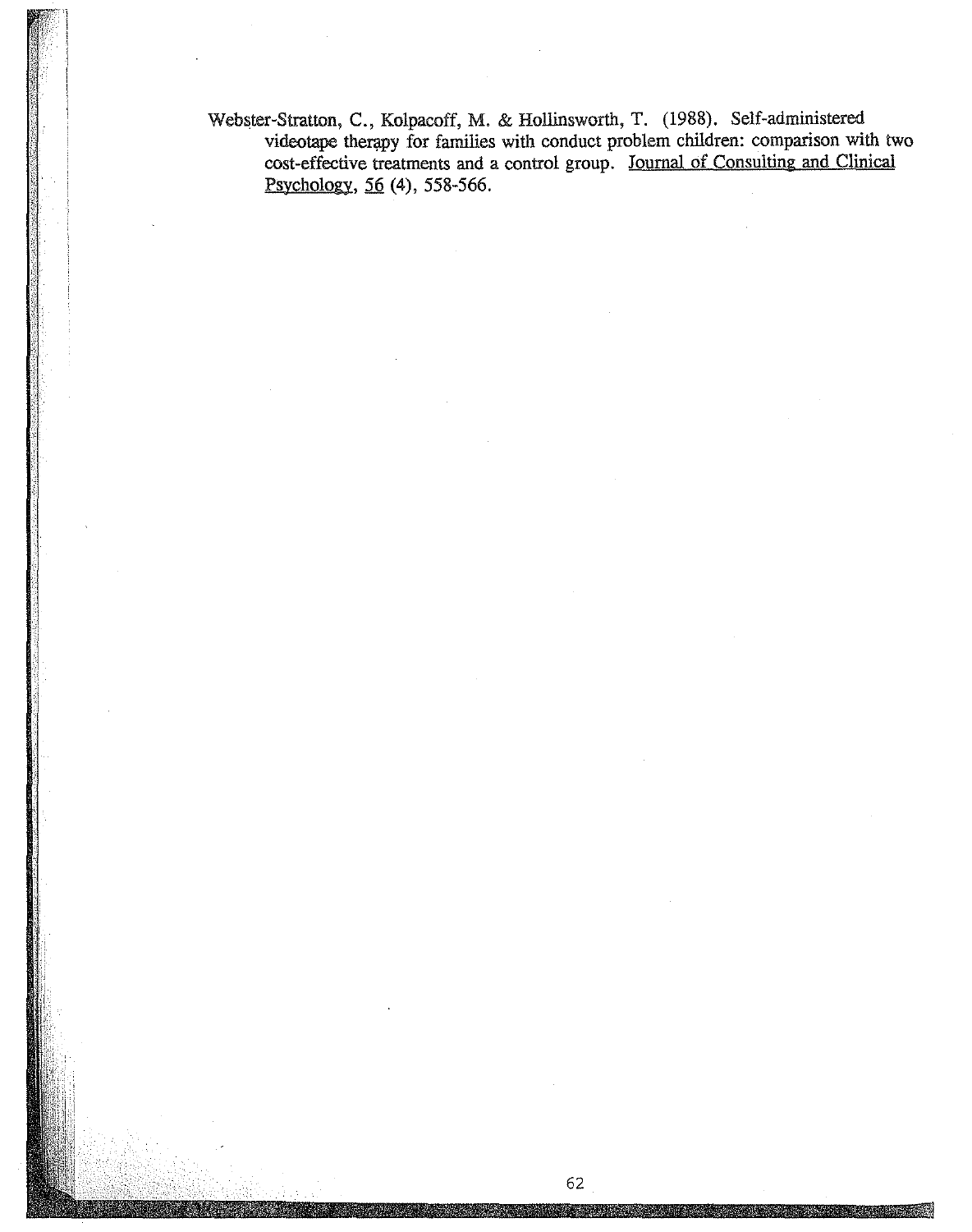Webster-Stratton, C., Kolpacoff, M. & Hollinsworth, T. (1988). Self-administered videotape therapy for families with conduct problem children: comparison with two cost-effective treatments and a control group. Journal of Consulting and Clinical Psychology, 56 (4), 558-566.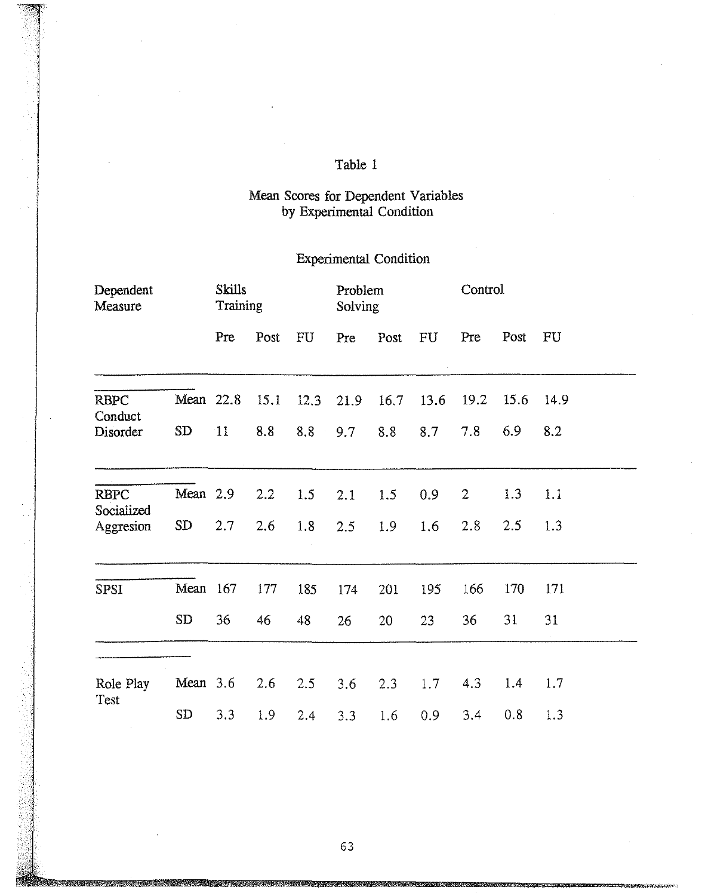Table 1

Mean Scores for Dependent Variables by Experimental Condition

| Dependent Measure | | Skills Training | | | Problem Solving | | | Control | | |
|---|---|---|---|---|---|---|---|---|---|---|
| | | Pre | Post | FU | Pre | Post | FU | Pre | Post | FU |
| RBPC Conduct Disorder | Mean | 22.8 | 15.1 | 12.3 | 21.9 | 16.7 | 13.6 | 19.2 | 15.6 | 14.9 |
| | SD | 11 | 8.8 | 8.8 | 9.7 | 8.8 | 8.7 | 7.8 | 6.9 | 8.2 |
| RBPC Socialized Aggresion | Mean | 2.9 | 2.2 | 1.5 | 2.1 | 1.5 | 0.9 | 2 | 1.3 | 1.1 |
| | SD | 2.7 | 2.6 | 1.8 | 2.5 | 1.9 | 1.6 | 2.8 | 2.5 | 1.3 |
| SPSI | Mean | 167 | 177 | 185 | 174 | 201 | 195 | 166 | 170 | 171 |
| | SD | 36 | 46 | 48 | 26 | 20 | 23 | 36 | 31 | 31 |
| Role Play Test | Mean | 3.6 | 2.6 | 2.5 | 3.6 | 2.3 | 1.7 | 4.3 | 1.4 | 1.7 |
| | SD | 3.3 | 1.9 | 2.4 | 3.3 | 1.6 | 0.9 | 3.4 | 0.8 | 1.3 |